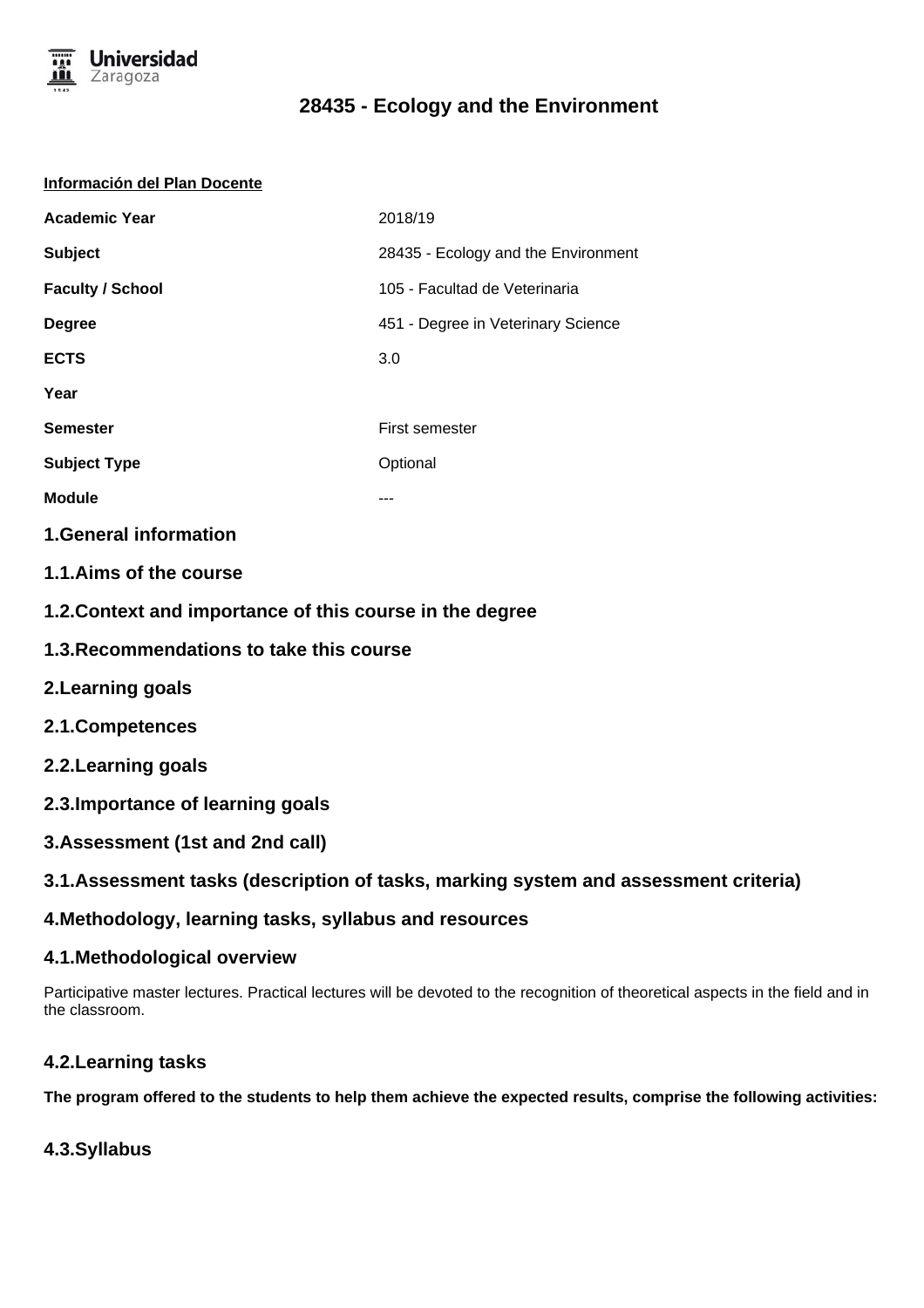# 28435 - Ecology and the Environment

**Información del Plan Docente**

| | |
|---|---|
| **Academic Year** | 2018/19 |
| **Subject** | 28435 - Ecology and the Environment |
| **Faculty / School** | 105 - Facultad de Veterinaria |
| **Degree** | 451 - Degree in Veterinary Science |
| **ECTS** | 3.0 |
| **Year** | |
| **Semester** | First semester |
| **Subject Type** | Optional |
| **Module** | --- |

## 1.General information

## 1.1.Aims of the course

## 1.2.Context and importance of this course in the degree

## 1.3.Recommendations to take this course

## 2.Learning goals

## 2.1.Competences

## 2.2.Learning goals

## 2.3.Importance of learning goals

## 3.Assessment (1st and 2nd call)

## 3.1.Assessment tasks (description of tasks, marking system and assessment criteria)

## 4.Methodology, learning tasks, syllabus and resources

## 4.1.Methodological overview

Participative master lectures. Practical lectures will be devoted to the recognition of theoretical aspects in the field and in the classroom.

## 4.2.Learning tasks

**The program offered to the students to help them achieve the expected results, comprise the following activities:**

## 4.3.Syllabus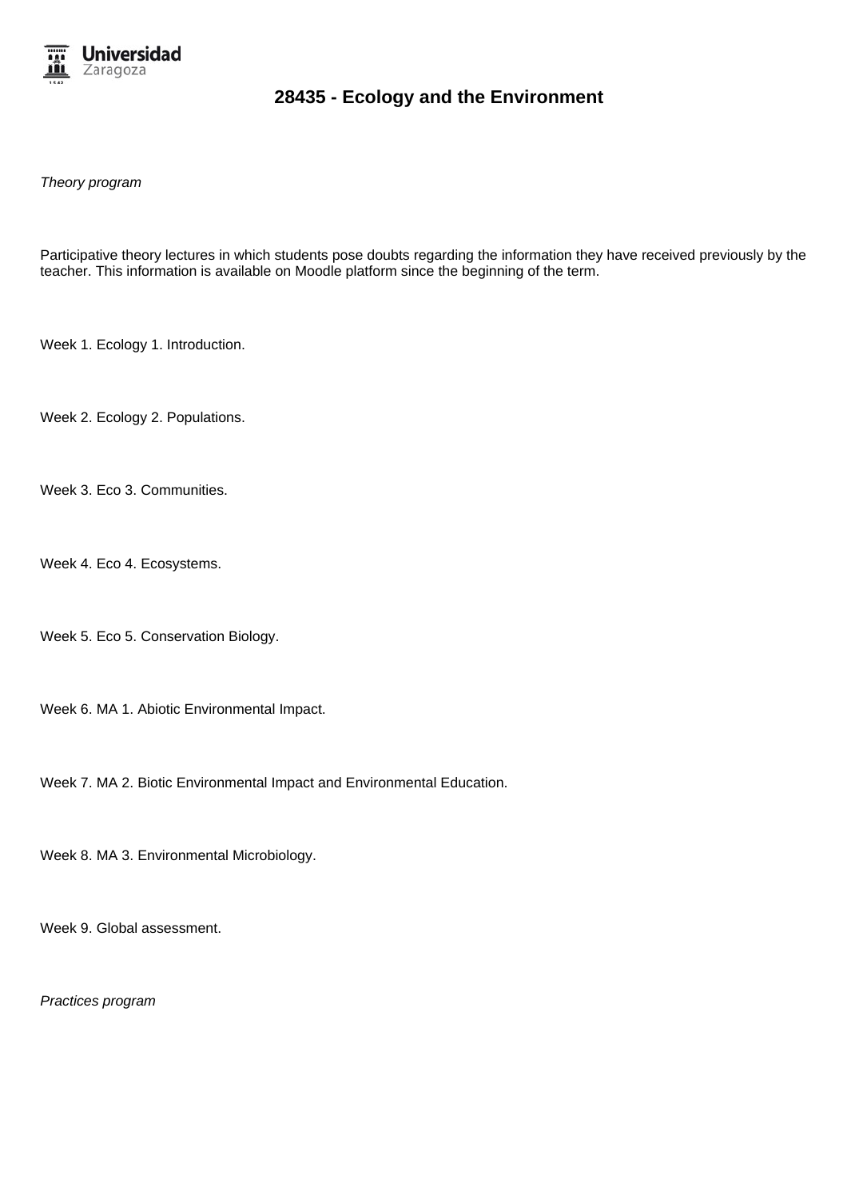*Theory program*

Participative theory lectures in which students pose doubts regarding the information they have received previously by the teacher. This information is available on Moodle platform since the beginning of the term.

Week 1. Ecology 1. Introduction.

Week 2. Ecology 2. Populations.

Week 3. Eco 3. Communities.

Week 4. Eco 4. Ecosystems.

Week 5. Eco 5. Conservation Biology.

Week 6. MA 1. Abiotic Environmental Impact.

Week 7. MA 2. Biotic Environmental Impact and Environmental Education.

Week 8. MA 3. Environmental Microbiology.

Week 9. Global assessment.

*Practices program*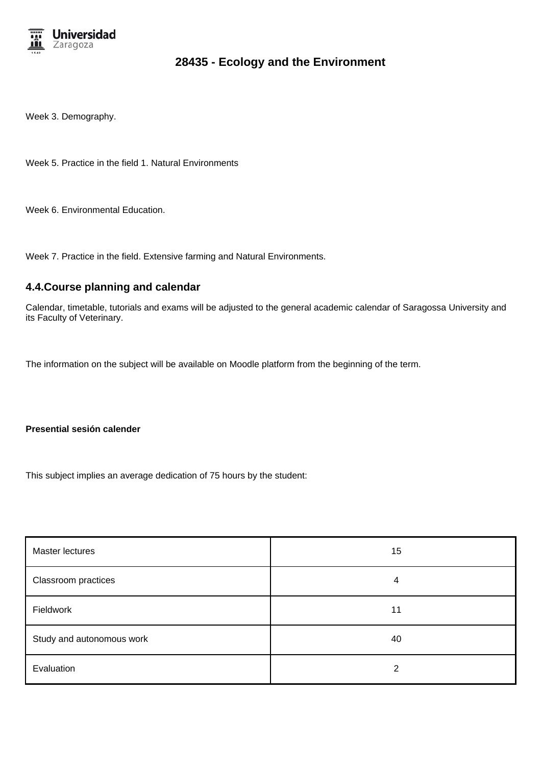Week 3. Demography.

Week 5. Practice in the field 1. Natural Environments

Week 6. Environmental Education.

Week 7. Practice in the field. Extensive farming and Natural Environments.

## 4.4.Course planning and calendar

Calendar, timetable, tutorials and exams will be adjusted to the general academic calendar of Saragossa University and its Faculty of Veterinary.

The information on the subject will be available on Moodle platform from the beginning of the term.

**Presential sesión calender**

This subject implies an average dedication of 75 hours by the student:

| | |
|---|---|
| Master lectures | 15 |
| Classroom practices | 4 |
| Fieldwork | 11 |
| Study and autonomous work | 40 |
| Evaluation | 2 |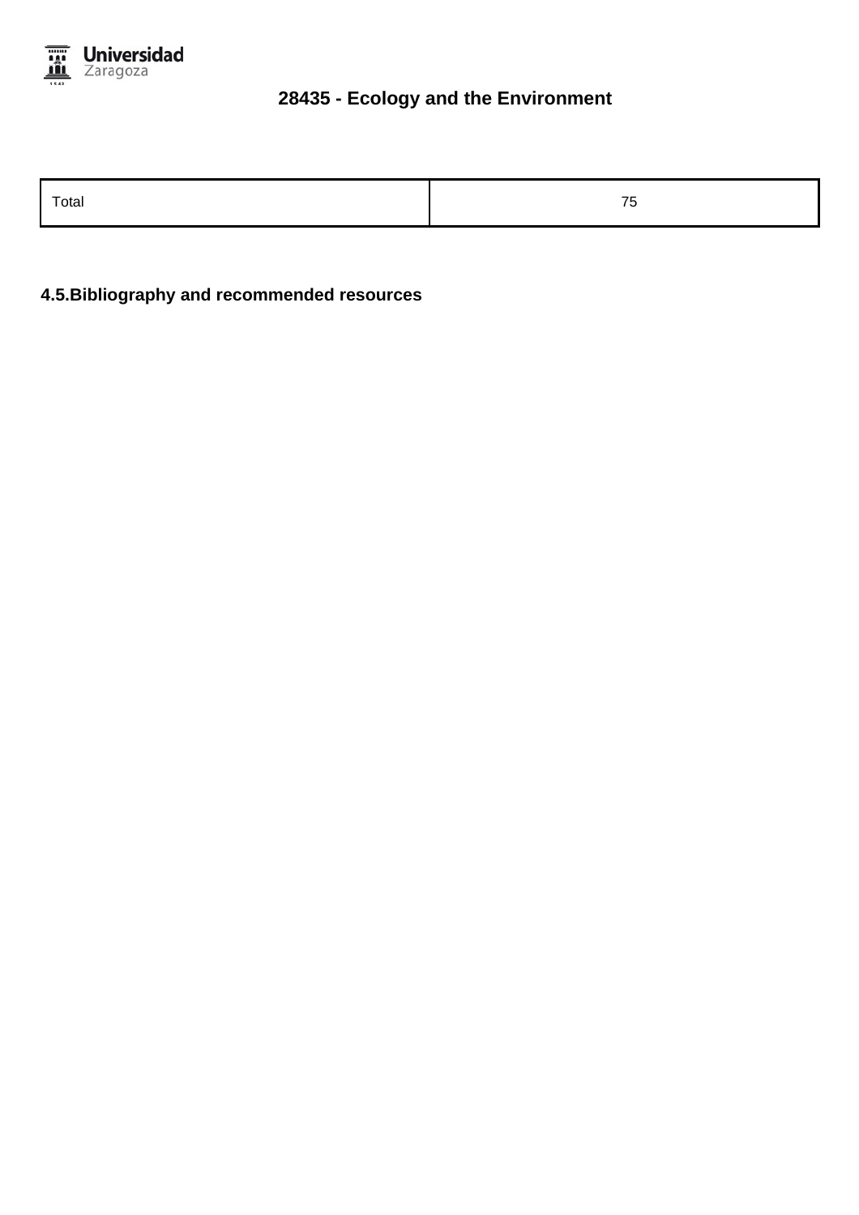| | |
|---|---|
| Total | 75 |

### 4.5.Bibliography and recommended resources